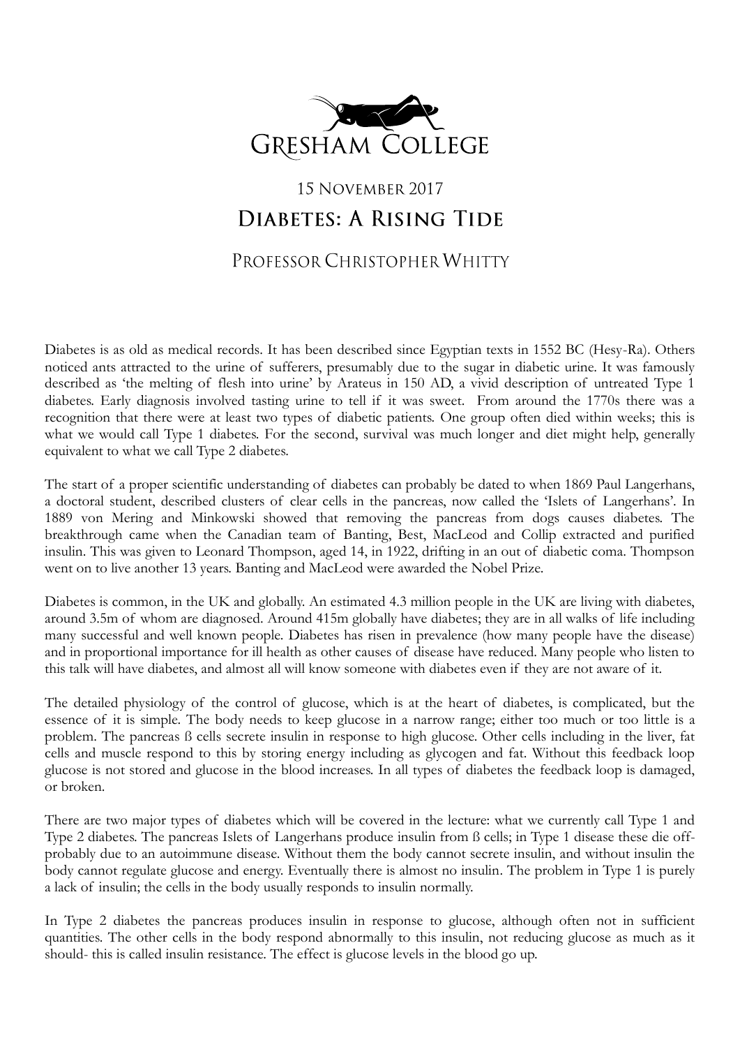# Gresham College

15 November 2017

## Diabetes: A Rising Tide

### Professor Christopher Whitty

Diabetes is as old as medical records. It has been described since Egyptian texts in 1552 BC (Hesy-Ra). Others noticed ants attracted to the urine of sufferers, presumably due to the sugar in diabetic urine. It was famously described as 'the melting of flesh into urine' by Arateus in 150 AD, a vivid description of untreated Type 1 diabetes. Early diagnosis involved tasting urine to tell if it was sweet. From around the 1770s there was a recognition that there were at least two types of diabetic patients. One group often died within weeks; this is what we would call Type 1 diabetes. For the second, survival was much longer and diet might help, generally equivalent to what we call Type 2 diabetes.

The start of a proper scientific understanding of diabetes can probably be dated to when 1869 Paul Langerhans, a doctoral student, described clusters of clear cells in the pancreas, now called the 'Islets of Langerhans'. In 1889 von Mering and Minkowski showed that removing the pancreas from dogs causes diabetes. The breakthrough came when the Canadian team of Banting, Best, MacLeod and Collip extracted and purified insulin. This was given to Leonard Thompson, aged 14, in 1922, drifting in an out of diabetic coma. Thompson went on to live another 13 years. Banting and MacLeod were awarded the Nobel Prize.

Diabetes is common, in the UK and globally. An estimated 4.3 million people in the UK are living with diabetes, around 3.5m of whom are diagnosed. Around 415m globally have diabetes; they are in all walks of life including many successful and well known people. Diabetes has risen in prevalence (how many people have the disease) and in proportional importance for ill health as other causes of disease have reduced. Many people who listen to this talk will have diabetes, and almost all will know someone with diabetes even if they are not aware of it.

The detailed physiology of the control of glucose, which is at the heart of diabetes, is complicated, but the essence of it is simple. The body needs to keep glucose in a narrow range; either too much or too little is a problem. The pancreas ß cells secrete insulin in response to high glucose. Other cells including in the liver, fat cells and muscle respond to this by storing energy including as glycogen and fat. Without this feedback loop glucose is not stored and glucose in the blood increases. In all types of diabetes the feedback loop is damaged, or broken.

There are two major types of diabetes which will be covered in the lecture: what we currently call Type 1 and Type 2 diabetes. The pancreas Islets of Langerhans produce insulin from ß cells; in Type 1 disease these die off- probably due to an autoimmune disease. Without them the body cannot secrete insulin, and without insulin the body cannot regulate glucose and energy. Eventually there is almost no insulin. The problem in Type 1 is purely a lack of insulin; the cells in the body usually responds to insulin normally.

In Type 2 diabetes the pancreas produces insulin in response to glucose, although often not in sufficient quantities. The other cells in the body respond abnormally to this insulin, not reducing glucose as much as it should- this is called insulin resistance. The effect is glucose levels in the blood go up.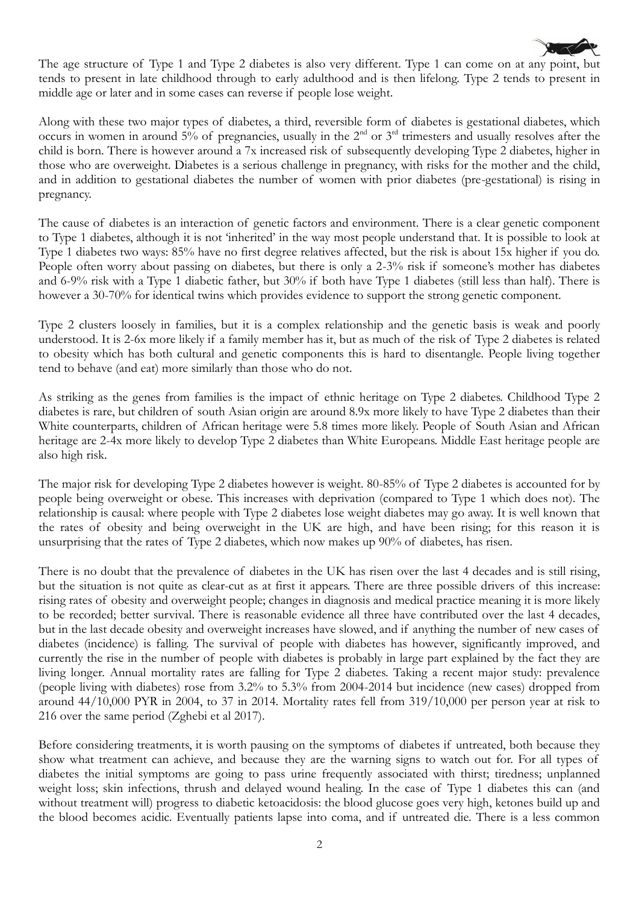The age structure of Type 1 and Type 2 diabetes is also very different. Type 1 can come on at any point, but tends to present in late childhood through to early adulthood and is then lifelong. Type 2 tends to present in middle age or later and in some cases can reverse if people lose weight.

Along with these two major types of diabetes, a third, reversible form of diabetes is gestational diabetes, which occurs in women in around 5% of pregnancies, usually in the 2[nd] or 3[rd] trimesters and usually resolves after the child is born. There is however around a 7x increased risk of subsequently developing Type 2 diabetes, higher in those who are overweight. Diabetes is a serious challenge in pregnancy, with risks for the mother and the child, and in addition to gestational diabetes the number of women with prior diabetes (pre-gestational) is rising in pregnancy.

The cause of diabetes is an interaction of genetic factors and environment. There is a clear genetic component to Type 1 diabetes, although it is not 'inherited' in the way most people understand that. It is possible to look at Type 1 diabetes two ways: 85% have no first degree relatives affected, but the risk is about 15x higher if you do. People often worry about passing on diabetes, but there is only a 2-3% risk if someone's mother has diabetes and 6-9% risk with a Type 1 diabetic father, but 30% if both have Type 1 diabetes (still less than half). There is however a 30-70% for identical twins which provides evidence to support the strong genetic component.

Type 2 clusters loosely in families, but it is a complex relationship and the genetic basis is weak and poorly understood. It is 2-6x more likely if a family member has it, but as much of the risk of Type 2 diabetes is related to obesity which has both cultural and genetic components this is hard to disentangle. People living together tend to behave (and eat) more similarly than those who do not.

As striking as the genes from families is the impact of ethnic heritage on Type 2 diabetes. Childhood Type 2 diabetes is rare, but children of south Asian origin are around 8.9x more likely to have Type 2 diabetes than their White counterparts, children of African heritage were 5.8 times more likely. People of South Asian and African heritage are 2-4x more likely to develop Type 2 diabetes than White Europeans. Middle East heritage people are also high risk.

The major risk for developing Type 2 diabetes however is weight. 80-85% of Type 2 diabetes is accounted for by people being overweight or obese. This increases with deprivation (compared to Type 1 which does not). The relationship is causal: where people with Type 2 diabetes lose weight diabetes may go away. It is well known that the rates of obesity and being overweight in the UK are high, and have been rising; for this reason it is unsurprising that the rates of Type 2 diabetes, which now makes up 90% of diabetes, has risen.

There is no doubt that the prevalence of diabetes in the UK has risen over the last 4 decades and is still rising, but the situation is not quite as clear-cut as at first it appears. There are three possible drivers of this increase: rising rates of obesity and overweight people; changes in diagnosis and medical practice meaning it is more likely to be recorded; better survival. There is reasonable evidence all three have contributed over the last 4 decades, but in the last decade obesity and overweight increases have slowed, and if anything the number of new cases of diabetes (incidence) is falling. The survival of people with diabetes has however, significantly improved, and currently the rise in the number of people with diabetes is probably in large part explained by the fact they are living longer. Annual mortality rates are falling for Type 2 diabetes. Taking a recent major study: prevalence (people living with diabetes) rose from 3.2% to 5.3% from 2004-2014 but incidence (new cases) dropped from around 44/10,000 PYR in 2004, to 37 in 2014. Mortality rates fell from 319/10,000 per person year at risk to 216 over the same period (Zghebi et al 2017).

Before considering treatments, it is worth pausing on the symptoms of diabetes if untreated, both because they show what treatment can achieve, and because they are the warning signs to watch out for. For all types of diabetes the initial symptoms are going to pass urine frequently associated with thirst; tiredness; unplanned weight loss; skin infections, thrush and delayed wound healing. In the case of Type 1 diabetes this can (and without treatment will) progress to diabetic ketoacidosis: the blood glucose goes very high, ketones build up and the blood becomes acidic. Eventually patients lapse into coma, and if untreated die. There is a less common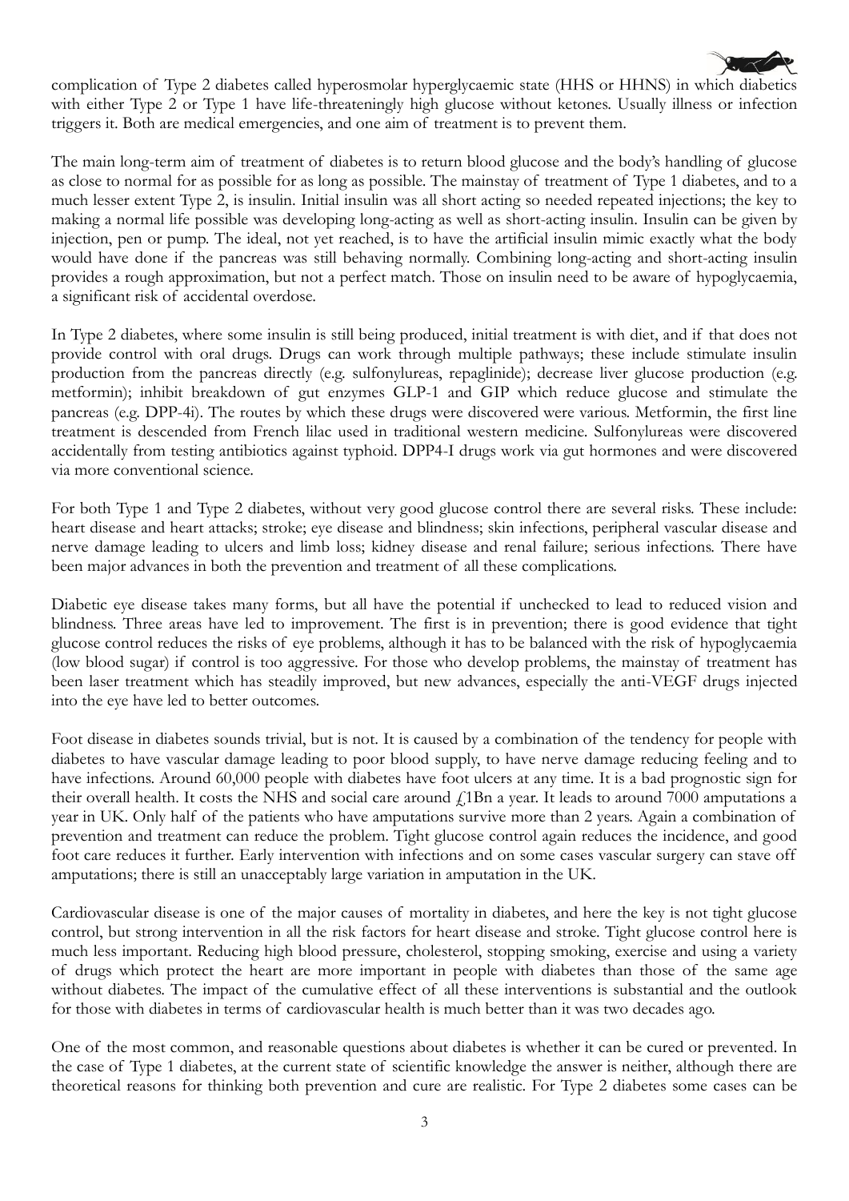complication of Type 2 diabetes called hyperosmolar hyperglycaemic state (HHS or HHNS) in which diabetics with either Type 2 or Type 1 have life-threateningly high glucose without ketones. Usually illness or infection triggers it. Both are medical emergencies, and one aim of treatment is to prevent them.

The main long-term aim of treatment of diabetes is to return blood glucose and the body's handling of glucose as close to normal for as possible for as long as possible. The mainstay of treatment of Type 1 diabetes, and to a much lesser extent Type 2, is insulin. Initial insulin was all short acting so needed repeated injections; the key to making a normal life possible was developing long-acting as well as short-acting insulin. Insulin can be given by injection, pen or pump. The ideal, not yet reached, is to have the artificial insulin mimic exactly what the body would have done if the pancreas was still behaving normally. Combining long-acting and short-acting insulin provides a rough approximation, but not a perfect match. Those on insulin need to be aware of hypoglycaemia, a significant risk of accidental overdose.

In Type 2 diabetes, where some insulin is still being produced, initial treatment is with diet, and if that does not provide control with oral drugs. Drugs can work through multiple pathways; these include stimulate insulin production from the pancreas directly (e.g. sulfonylureas, repaglinide); decrease liver glucose production (e.g. metformin); inhibit breakdown of gut enzymes GLP-1 and GIP which reduce glucose and stimulate the pancreas (e.g. DPP-4i). The routes by which these drugs were discovered were various. Metformin, the first line treatment is descended from French lilac used in traditional western medicine. Sulfonylureas were discovered accidentally from testing antibiotics against typhoid. DPP4-I drugs work via gut hormones and were discovered via more conventional science.

For both Type 1 and Type 2 diabetes, without very good glucose control there are several risks. These include: heart disease and heart attacks; stroke; eye disease and blindness; skin infections, peripheral vascular disease and nerve damage leading to ulcers and limb loss; kidney disease and renal failure; serious infections. There have been major advances in both the prevention and treatment of all these complications.

Diabetic eye disease takes many forms, but all have the potential if unchecked to lead to reduced vision and blindness. Three areas have led to improvement. The first is in prevention; there is good evidence that tight glucose control reduces the risks of eye problems, although it has to be balanced with the risk of hypoglycaemia (low blood sugar) if control is too aggressive. For those who develop problems, the mainstay of treatment has been laser treatment which has steadily improved, but new advances, especially the anti-VEGF drugs injected into the eye have led to better outcomes.

Foot disease in diabetes sounds trivial, but is not. It is caused by a combination of the tendency for people with diabetes to have vascular damage leading to poor blood supply, to have nerve damage reducing feeling and to have infections. Around 60,000 people with diabetes have foot ulcers at any time. It is a bad prognostic sign for their overall health. It costs the NHS and social care around £1Bn a year. It leads to around 7000 amputations a year in UK. Only half of the patients who have amputations survive more than 2 years. Again a combination of prevention and treatment can reduce the problem. Tight glucose control again reduces the incidence, and good foot care reduces it further. Early intervention with infections and on some cases vascular surgery can stave off amputations; there is still an unacceptably large variation in amputation in the UK.

Cardiovascular disease is one of the major causes of mortality in diabetes, and here the key is not tight glucose control, but strong intervention in all the risk factors for heart disease and stroke. Tight glucose control here is much less important. Reducing high blood pressure, cholesterol, stopping smoking, exercise and using a variety of drugs which protect the heart are more important in people with diabetes than those of the same age without diabetes. The impact of the cumulative effect of all these interventions is substantial and the outlook for those with diabetes in terms of cardiovascular health is much better than it was two decades ago.

One of the most common, and reasonable questions about diabetes is whether it can be cured or prevented. In the case of Type 1 diabetes, at the current state of scientific knowledge the answer is neither, although there are theoretical reasons for thinking both prevention and cure are realistic. For Type 2 diabetes some cases can be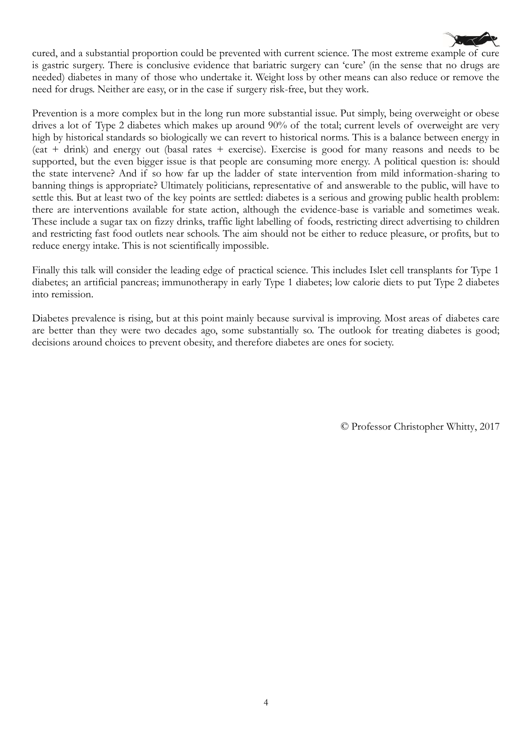cured, and a substantial proportion could be prevented with current science. The most extreme example of cure is gastric surgery. There is conclusive evidence that bariatric surgery can 'cure' (in the sense that no drugs are needed) diabetes in many of those who undertake it. Weight loss by other means can also reduce or remove the need for drugs. Neither are easy, or in the case if surgery risk-free, but they work.

Prevention is a more complex but in the long run more substantial issue. Put simply, being overweight or obese drives a lot of Type 2 diabetes which makes up around 90% of the total; current levels of overweight are very high by historical standards so biologically we can revert to historical norms. This is a balance between energy in (eat + drink) and energy out (basal rates + exercise). Exercise is good for many reasons and needs to be supported, but the even bigger issue is that people are consuming more energy. A political question is: should the state intervene? And if so how far up the ladder of state intervention from mild information-sharing to banning things is appropriate? Ultimately politicians, representative of and answerable to the public, will have to settle this. But at least two of the key points are settled: diabetes is a serious and growing public health problem: there are interventions available for state action, although the evidence-base is variable and sometimes weak. These include a sugar tax on fizzy drinks, traffic light labelling of foods, restricting direct advertising to children and restricting fast food outlets near schools. The aim should not be either to reduce pleasure, or profits, but to reduce energy intake. This is not scientifically impossible.

Finally this talk will consider the leading edge of practical science. This includes Islet cell transplants for Type 1 diabetes; an artificial pancreas; immunotherapy in early Type 1 diabetes; low calorie diets to put Type 2 diabetes into remission.

Diabetes prevalence is rising, but at this point mainly because survival is improving. Most areas of diabetes care are better than they were two decades ago, some substantially so. The outlook for treating diabetes is good; decisions around choices to prevent obesity, and therefore diabetes are ones for society.

© Professor Christopher Whitty, 2017